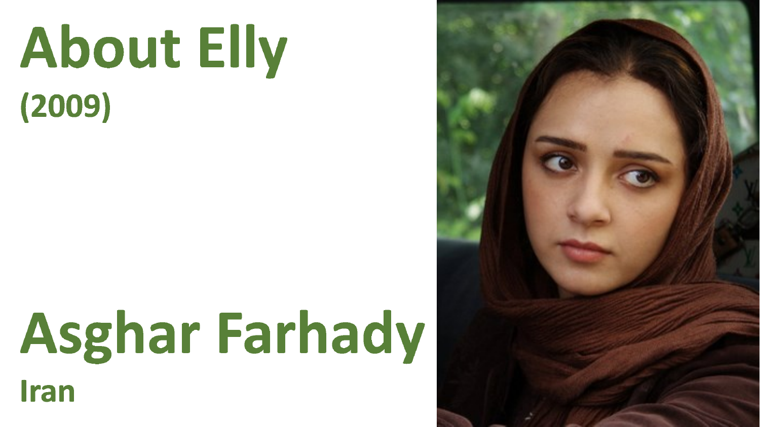# About Elly
(2009)

# Asghar Farhady
Iran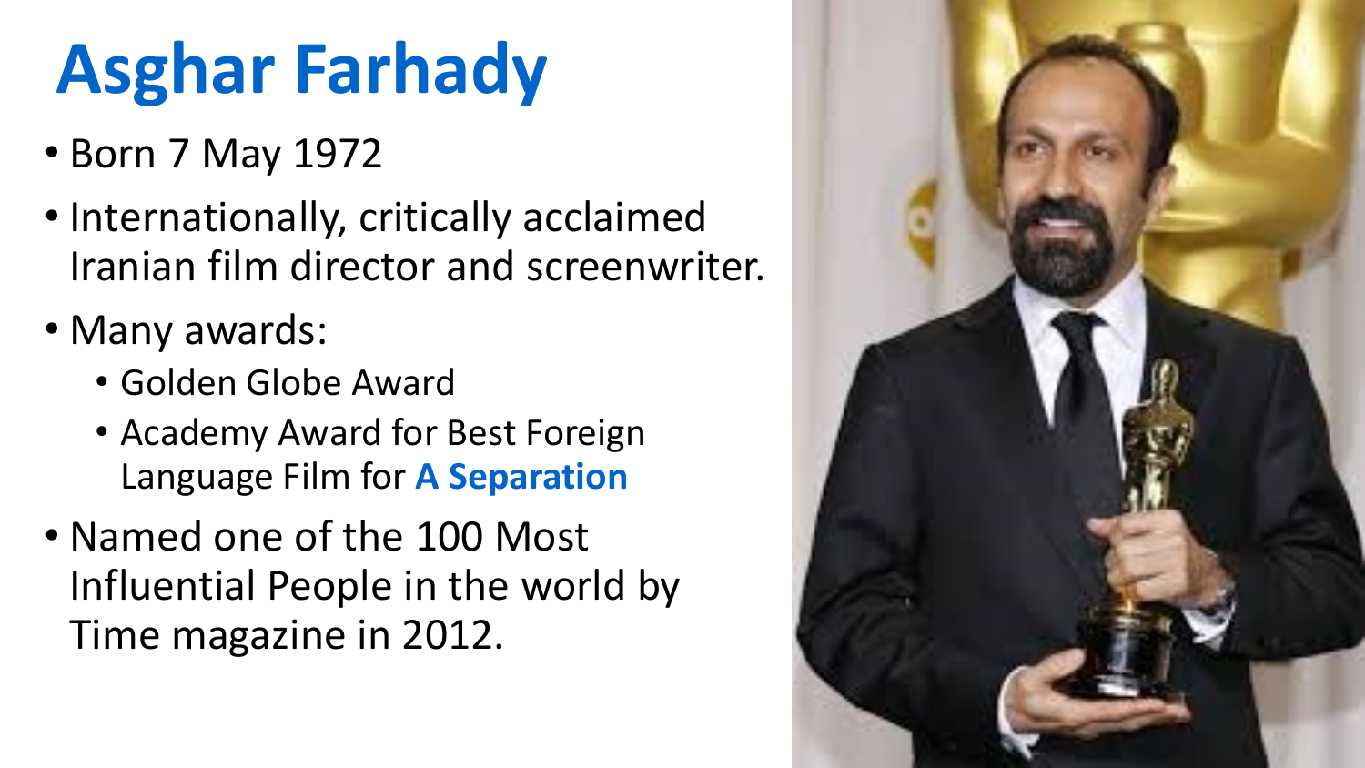# Asghar Farhady

- Born 7 May 1972
- Internationally, critically acclaimed Iranian film director and screenwriter.
- Many awards:
  - Golden Globe Award
  - Academy Award for Best Foreign Language Film for **A Separation**
- Named one of the 100 Most Influential People in the world by Time magazine in 2012.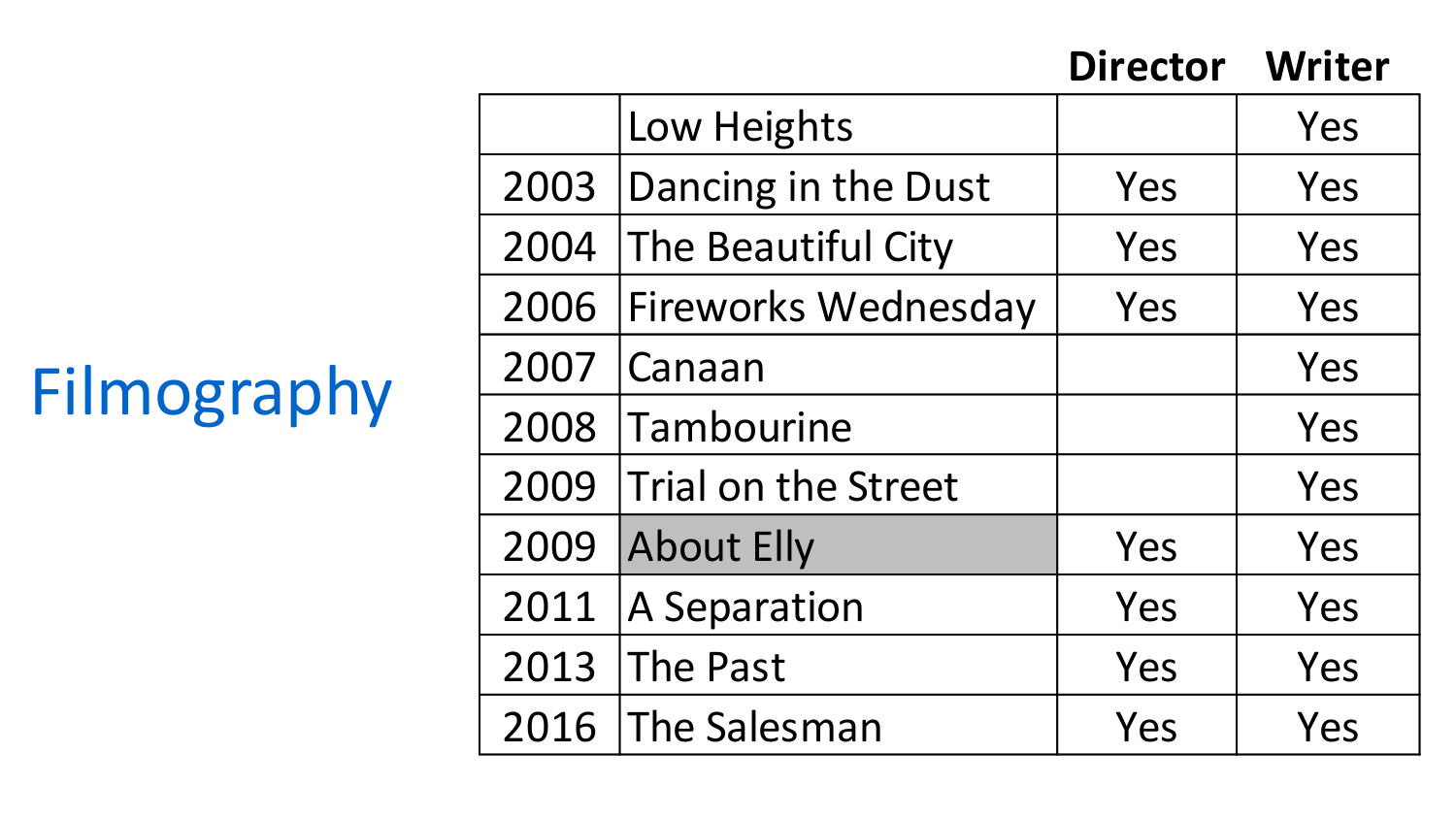# Filmography

| | | Director | Writer |
|---|---|---|---|
| | Low Heights | | Yes |
| 2003 | Dancing in the Dust | Yes | Yes |
| 2004 | The Beautiful City | Yes | Yes |
| 2006 | Fireworks Wednesday | Yes | Yes |
| 2007 | Canaan | | Yes |
| 2008 | Tambourine | | Yes |
| 2009 | Trial on the Street | | Yes |
| 2009 | About Elly | Yes | Yes |
| 2011 | A Separation | Yes | Yes |
| 2013 | The Past | Yes | Yes |
| 2016 | The Salesman | Yes | Yes |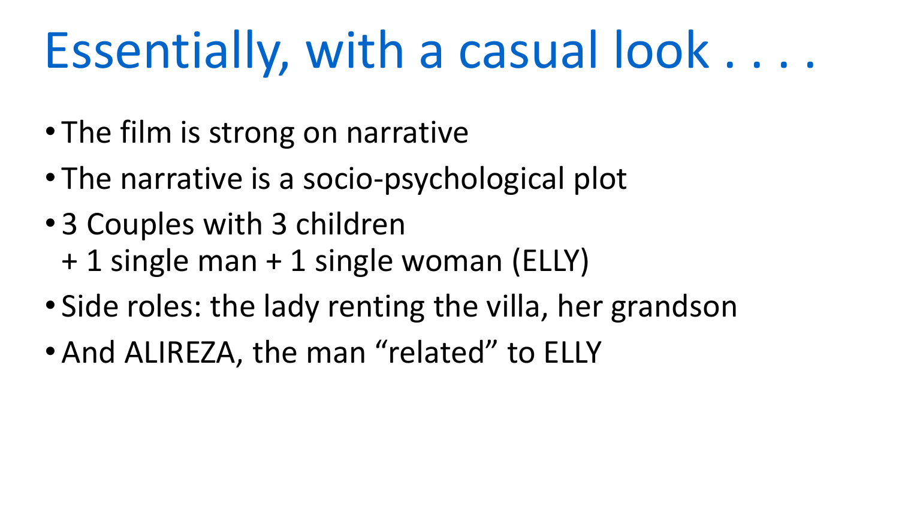# Essentially, with a casual look . . . .

- The film is strong on narrative
- The narrative is a socio-psychological plot
- 3 Couples with 3 children
  + 1 single man + 1 single woman (ELLY)
- Side roles: the lady renting the villa, her grandson
- And ALIREZA, the man “related” to ELLY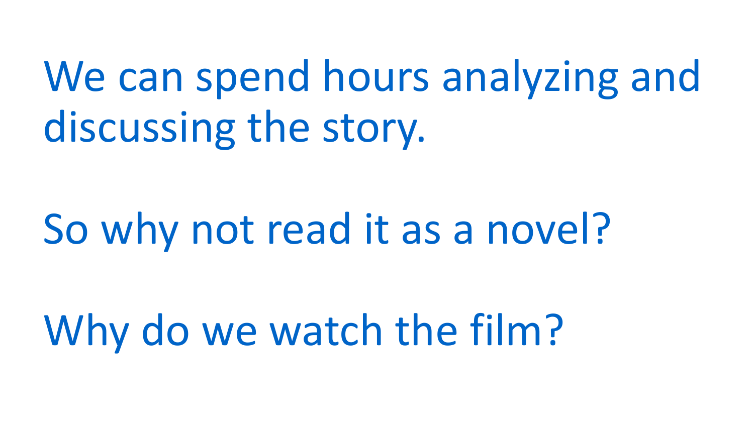We can spend hours analyzing and discussing the story.

So why not read it as a novel?

Why do we watch the film?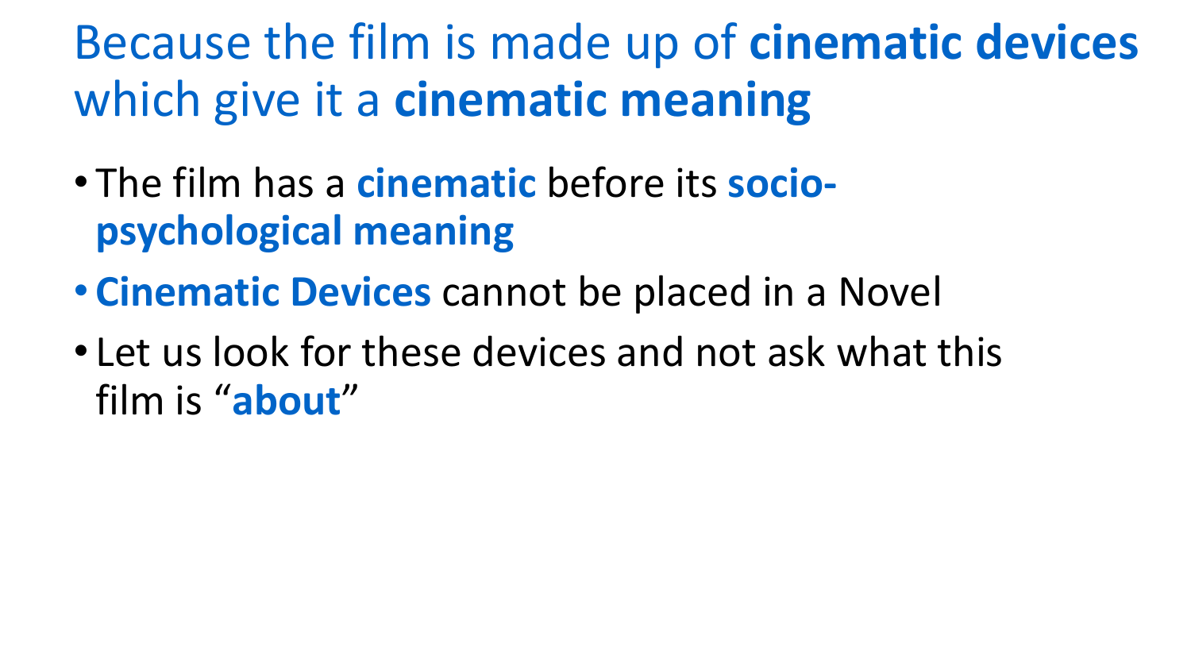# Because the film is made up of **cinematic devices** which give it a **cinematic meaning**

- The film has a **cinematic** before its **socio-psychological meaning**
- **Cinematic Devices** cannot be placed in a Novel
- Let us look for these devices and not ask what this film is "**about**"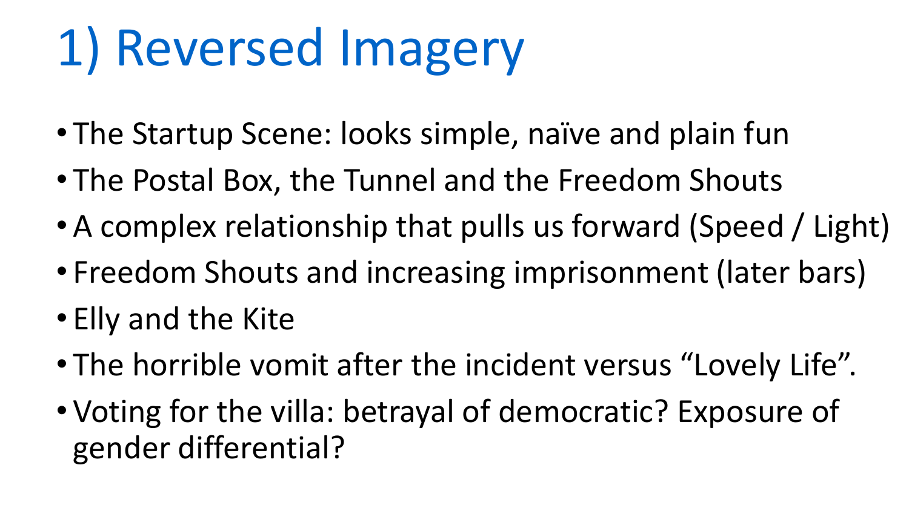# 1) Reversed Imagery

- The Startup Scene: looks simple, naïve and plain fun
- The Postal Box, the Tunnel and the Freedom Shouts
- A complex relationship that pulls us forward (Speed / Light)
- Freedom Shouts and increasing imprisonment (later bars)
- Elly and the Kite
- The horrible vomit after the incident versus “Lovely Life”.
- Voting for the villa: betrayal of democratic? Exposure of gender differential?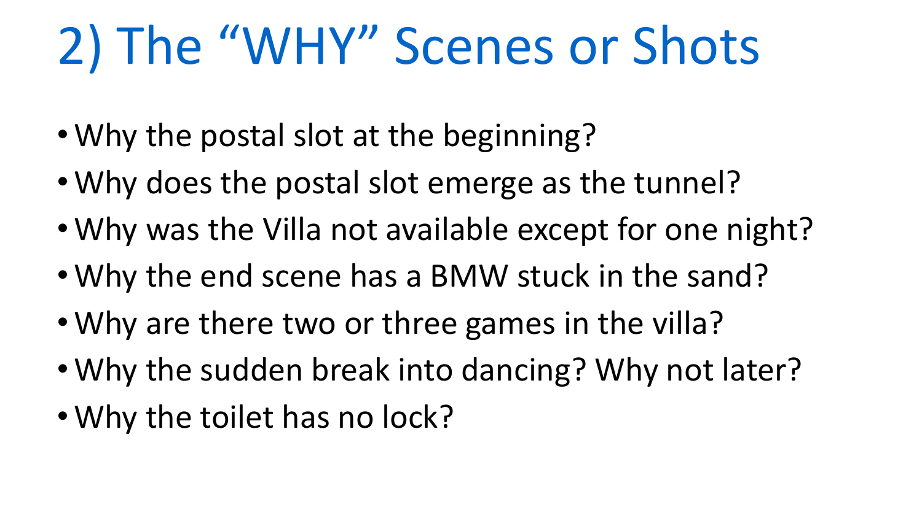# 2) The "WHY" Scenes or Shots

- Why the postal slot at the beginning?
- Why does the postal slot emerge as the tunnel?
- Why was the Villa not available except for one night?
- Why the end scene has a BMW stuck in the sand?
- Why are there two or three games in the villa?
- Why the sudden break into dancing? Why not later?
- Why the toilet has no lock?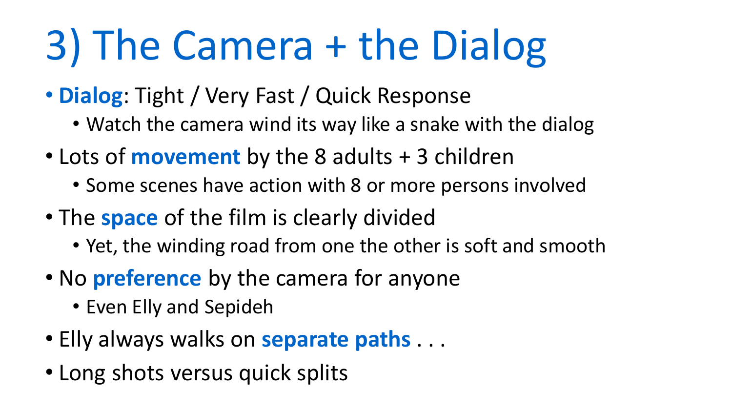# 3) The Camera + the Dialog

- **Dialog**: Tight / Very Fast / Quick Response
  - Watch the camera wind its way like a snake with the dialog
- Lots of **movement** by the 8 adults + 3 children
  - Some scenes have action with 8 or more persons involved
- The **space** of the film is clearly divided
  - Yet, the winding road from one the other is soft and smooth
- No **preference** by the camera for anyone
  - Even Elly and Sepideh
- Elly always walks on **separate paths** . . .
- Long shots versus quick splits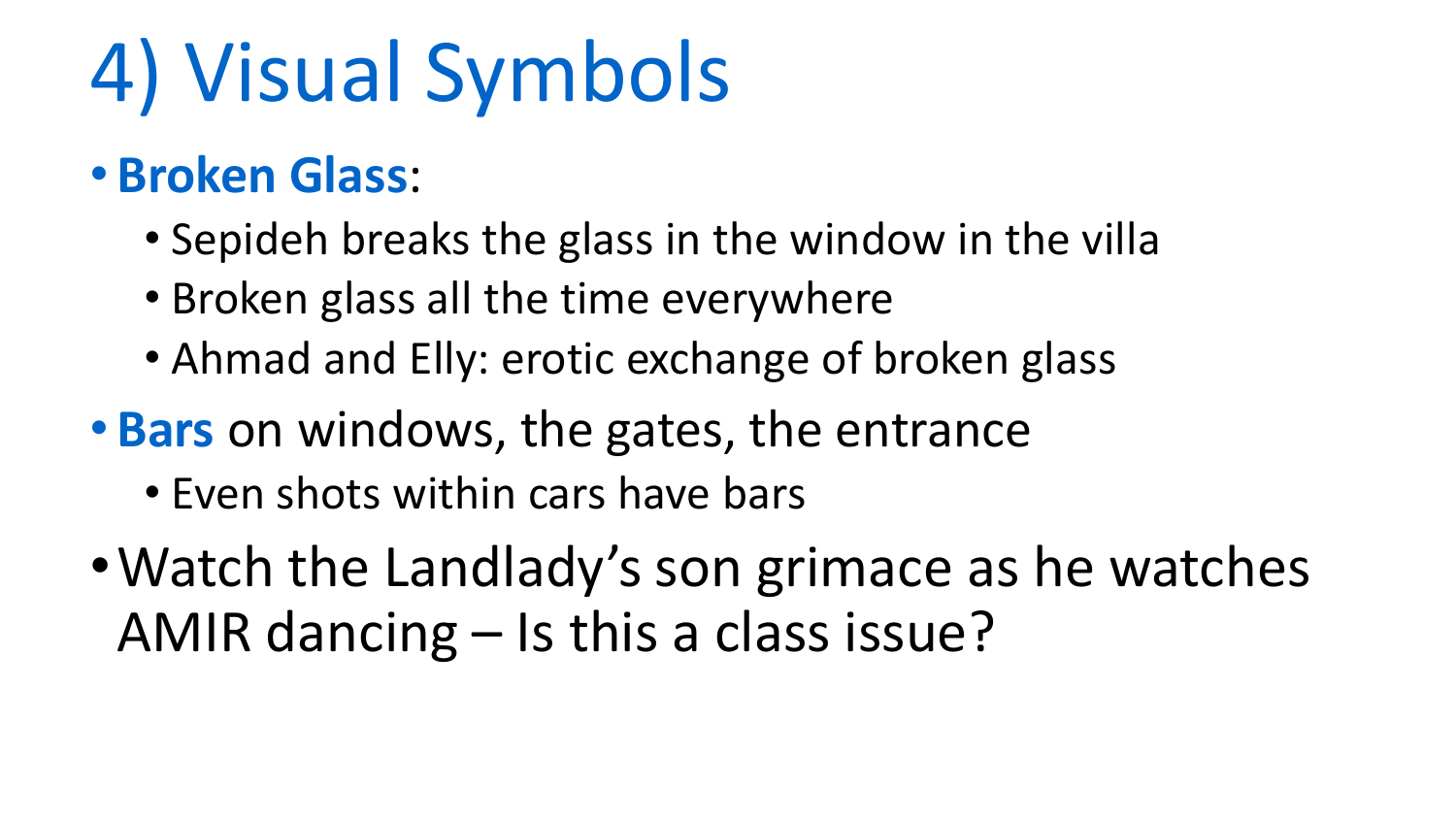# 4) Visual Symbols

- **Broken Glass**:
  - Sepideh breaks the glass in the window in the villa
  - Broken glass all the time everywhere
  - Ahmad and Elly: erotic exchange of broken glass
- **Bars** on windows, the gates, the entrance
  - Even shots within cars have bars
- Watch the Landlady's son grimace as he watches AMIR dancing – Is this a class issue?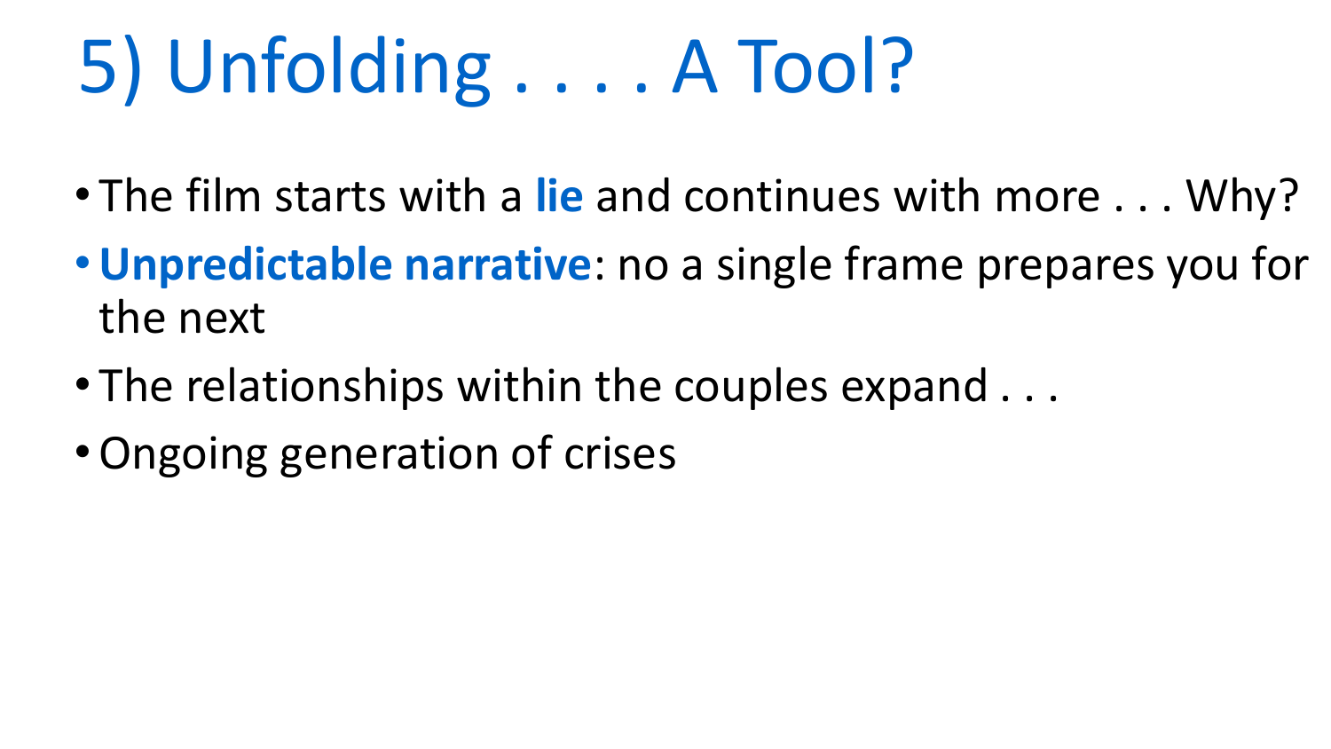# 5) Unfolding . . . . A Tool?

- The film starts with a **lie** and continues with more . . . Why?
- **Unpredictable narrative**: no a single frame prepares you for the next
- The relationships within the couples expand . . .
- Ongoing generation of crises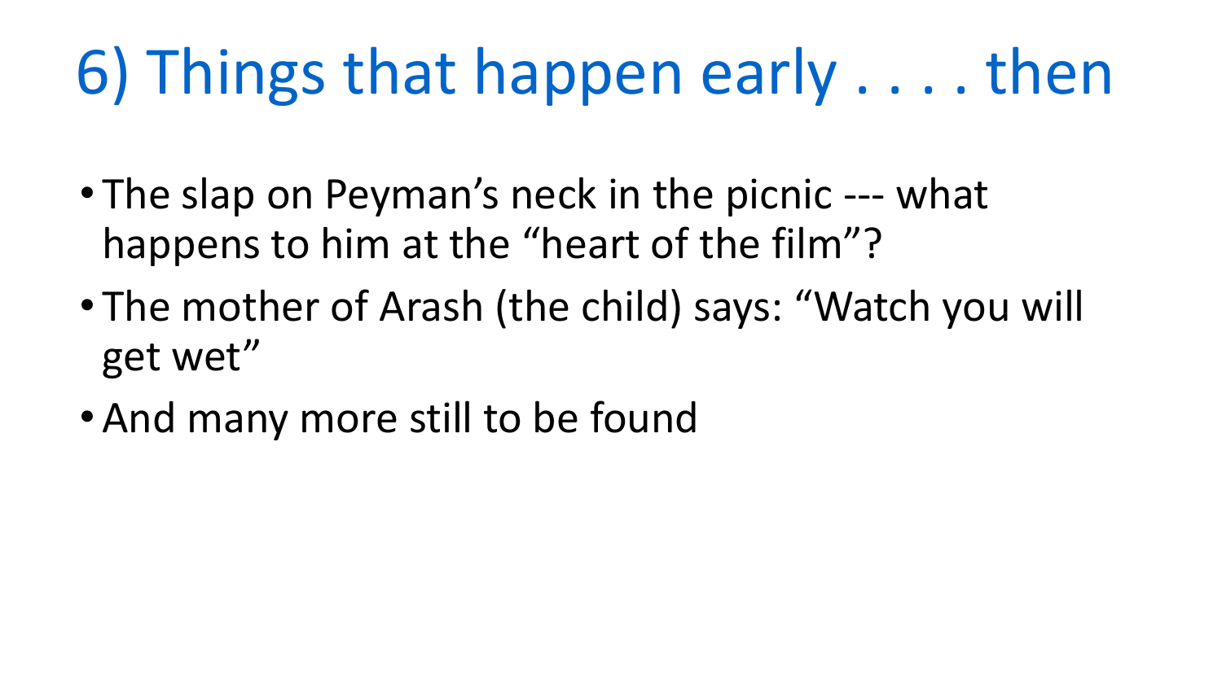# 6) Things that happen early . . . . then

- The slap on Peyman’s neck in the picnic --- what happens to him at the “heart of the film”?
- The mother of Arash (the child) says: “Watch you will get wet”
- And many more still to be found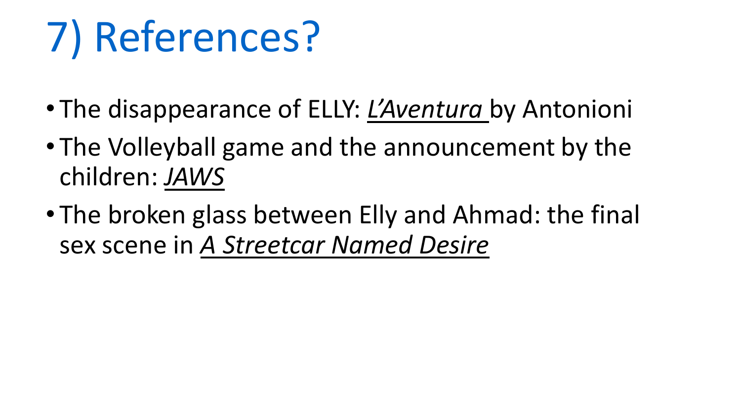# 7) References?

- The disappearance of ELLY: *L'Aventura* by Antonioni
- The Volleyball game and the announcement by the children: *JAWS*
- The broken glass between Elly and Ahmad: the final sex scene in *A Streetcar Named Desire*